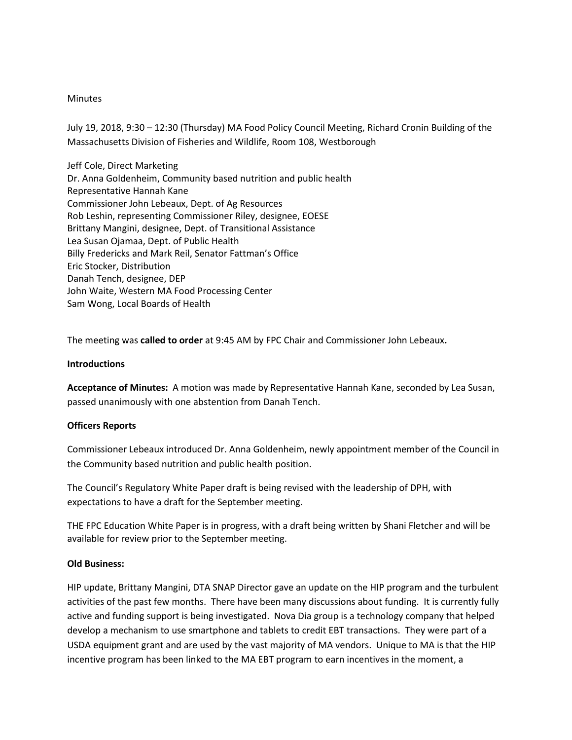Minutes

July 19, 2018, 9:30 – 12:30 (Thursday) MA Food Policy Council Meeting, Richard Cronin Building of the Massachusetts Division of Fisheries and Wildlife, Room 108, Westborough

Jeff Cole, Direct Marketing
Dr. Anna Goldenheim, Community based nutrition and public health
Representative Hannah Kane
Commissioner John Lebeaux, Dept. of Ag Resources
Rob Leshin, representing Commissioner Riley, designee, EOESE
Brittany Mangini, designee, Dept. of Transitional Assistance
Lea Susan Ojamaa, Dept. of Public Health
Billy Fredericks and Mark Reil, Senator Fattman's Office
Eric Stocker, Distribution
Danah Tench, designee, DEP
John Waite, Western MA Food Processing Center
Sam Wong, Local Boards of Health

The meeting was **called to order** at 9:45 AM by FPC Chair and Commissioner John Lebeaux**.**

**Introductions**

**Acceptance of Minutes:** A motion was made by Representative Hannah Kane, seconded by Lea Susan, passed unanimously with one abstention from Danah Tench.

**Officers Reports**

Commissioner Lebeaux introduced Dr. Anna Goldenheim, newly appointment member of the Council in the Community based nutrition and public health position.

The Council's Regulatory White Paper draft is being revised with the leadership of DPH, with expectations to have a draft for the September meeting.

THE FPC Education White Paper is in progress, with a draft being written by Shani Fletcher and will be available for review prior to the September meeting.

**Old Business:**

HIP update, Brittany Mangini, DTA SNAP Director gave an update on the HIP program and the turbulent activities of the past few months. There have been many discussions about funding. It is currently fully active and funding support is being investigated. Nova Dia group is a technology company that helped develop a mechanism to use smartphone and tablets to credit EBT transactions. They were part of a USDA equipment grant and are used by the vast majority of MA vendors. Unique to MA is that the HIP incentive program has been linked to the MA EBT program to earn incentives in the moment, a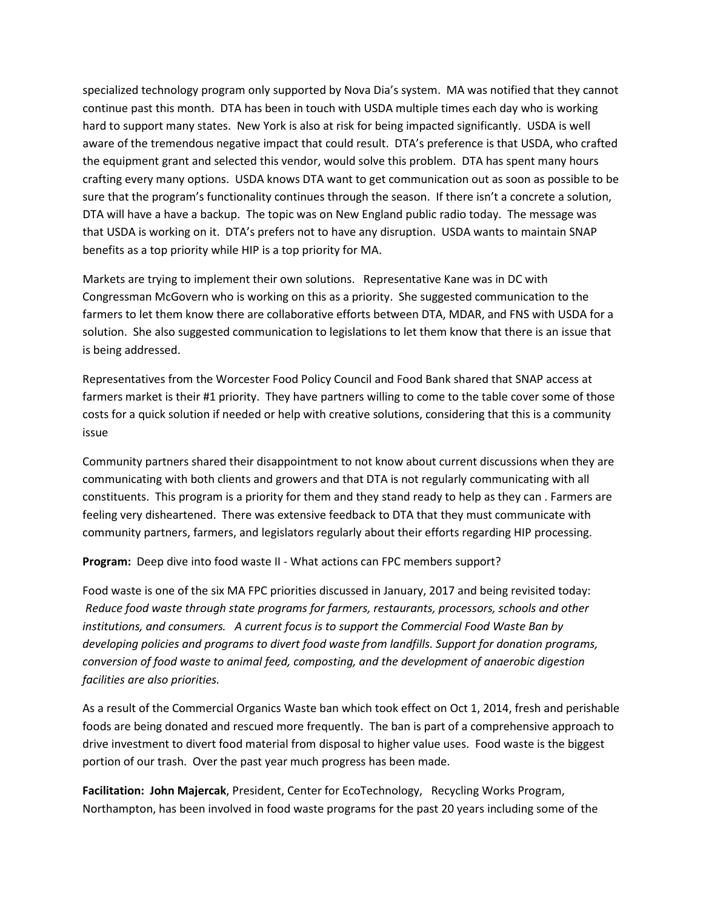specialized technology program only supported by Nova Dia's system. MA was notified that they cannot continue past this month. DTA has been in touch with USDA multiple times each day who is working hard to support many states. New York is also at risk for being impacted significantly. USDA is well aware of the tremendous negative impact that could result. DTA's preference is that USDA, who crafted the equipment grant and selected this vendor, would solve this problem. DTA has spent many hours crafting every many options. USDA knows DTA want to get communication out as soon as possible to be sure that the program's functionality continues through the season. If there isn't a concrete a solution, DTA will have a have a backup. The topic was on New England public radio today. The message was that USDA is working on it. DTA's prefers not to have any disruption. USDA wants to maintain SNAP benefits as a top priority while HIP is a top priority for MA.

Markets are trying to implement their own solutions. Representative Kane was in DC with Congressman McGovern who is working on this as a priority. She suggested communication to the farmers to let them know there are collaborative efforts between DTA, MDAR, and FNS with USDA for a solution. She also suggested communication to legislations to let them know that there is an issue that is being addressed.

Representatives from the Worcester Food Policy Council and Food Bank shared that SNAP access at farmers market is their #1 priority. They have partners willing to come to the table cover some of those costs for a quick solution if needed or help with creative solutions, considering that this is a community issue

Community partners shared their disappointment to not know about current discussions when they are communicating with both clients and growers and that DTA is not regularly communicating with all constituents. This program is a priority for them and they stand ready to help as they can . Farmers are feeling very disheartened. There was extensive feedback to DTA that they must communicate with community partners, farmers, and legislators regularly about their efforts regarding HIP processing.

**Program:** Deep dive into food waste II - What actions can FPC members support?

Food waste is one of the six MA FPC priorities discussed in January, 2017 and being revisited today: *Reduce food waste through state programs for farmers, restaurants, processors, schools and other institutions, and consumers. A current focus is to support the Commercial Food Waste Ban by developing policies and programs to divert food waste from landfills. Support for donation programs, conversion of food waste to animal feed, composting, and the development of anaerobic digestion facilities are also priorities.*

As a result of the Commercial Organics Waste ban which took effect on Oct 1, 2014, fresh and perishable foods are being donated and rescued more frequently. The ban is part of a comprehensive approach to drive investment to divert food material from disposal to higher value uses. Food waste is the biggest portion of our trash. Over the past year much progress has been made.

**Facilitation: John Majercak**, President, Center for EcoTechnology, Recycling Works Program, Northampton, has been involved in food waste programs for the past 20 years including some of the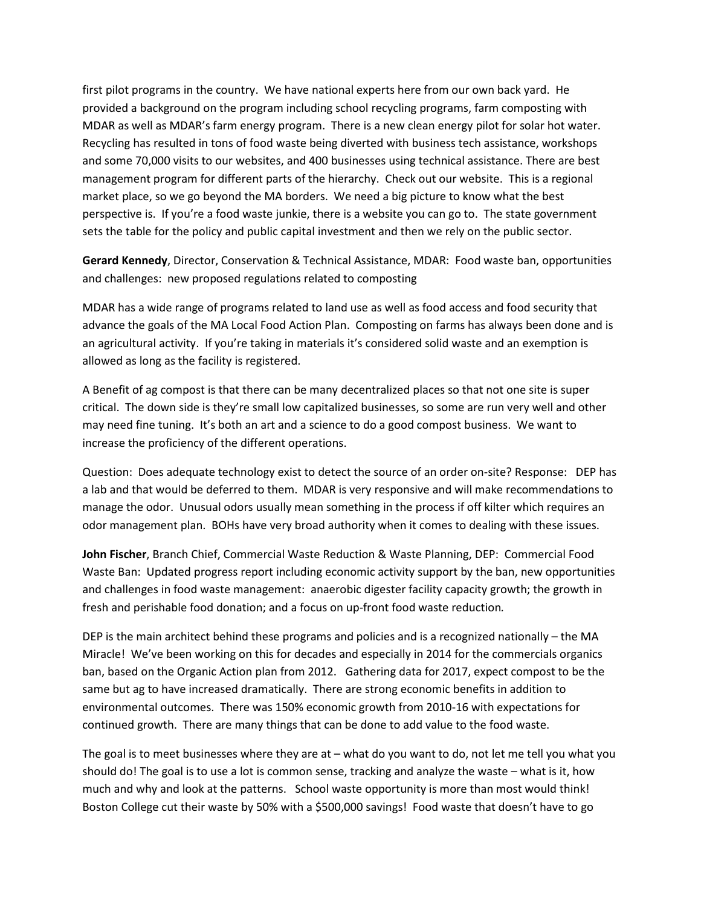first pilot programs in the country. We have national experts here from our own back yard. He provided a background on the program including school recycling programs, farm composting with MDAR as well as MDAR's farm energy program. There is a new clean energy pilot for solar hot water. Recycling has resulted in tons of food waste being diverted with business tech assistance, workshops and some 70,000 visits to our websites, and 400 businesses using technical assistance. There are best management program for different parts of the hierarchy. Check out our website. This is a regional market place, so we go beyond the MA borders. We need a big picture to know what the best perspective is. If you're a food waste junkie, there is a website you can go to. The state government sets the table for the policy and public capital investment and then we rely on the public sector.

**Gerard Kennedy**, Director, Conservation & Technical Assistance, MDAR: Food waste ban, opportunities and challenges: new proposed regulations related to composting

MDAR has a wide range of programs related to land use as well as food access and food security that advance the goals of the MA Local Food Action Plan. Composting on farms has always been done and is an agricultural activity. If you're taking in materials it's considered solid waste and an exemption is allowed as long as the facility is registered.

A Benefit of ag compost is that there can be many decentralized places so that not one site is super critical. The down side is they're small low capitalized businesses, so some are run very well and other may need fine tuning. It's both an art and a science to do a good compost business. We want to increase the proficiency of the different operations.

Question: Does adequate technology exist to detect the source of an order on-site? Response: DEP has a lab and that would be deferred to them. MDAR is very responsive and will make recommendations to manage the odor. Unusual odors usually mean something in the process if off kilter which requires an odor management plan. BOHs have very broad authority when it comes to dealing with these issues.

**John Fischer**, Branch Chief, Commercial Waste Reduction & Waste Planning, DEP: Commercial Food Waste Ban: Updated progress report including economic activity support by the ban, new opportunities and challenges in food waste management: anaerobic digester facility capacity growth; the growth in fresh and perishable food donation; and a focus on up-front food waste reduction.

DEP is the main architect behind these programs and policies and is a recognized nationally – the MA Miracle! We've been working on this for decades and especially in 2014 for the commercials organics ban, based on the Organic Action plan from 2012. Gathering data for 2017, expect compost to be the same but ag to have increased dramatically. There are strong economic benefits in addition to environmental outcomes. There was 150% economic growth from 2010-16 with expectations for continued growth. There are many things that can be done to add value to the food waste.

The goal is to meet businesses where they are at – what do you want to do, not let me tell you what you should do! The goal is to use a lot is common sense, tracking and analyze the waste – what is it, how much and why and look at the patterns. School waste opportunity is more than most would think! Boston College cut their waste by 50% with a $500,000 savings! Food waste that doesn't have to go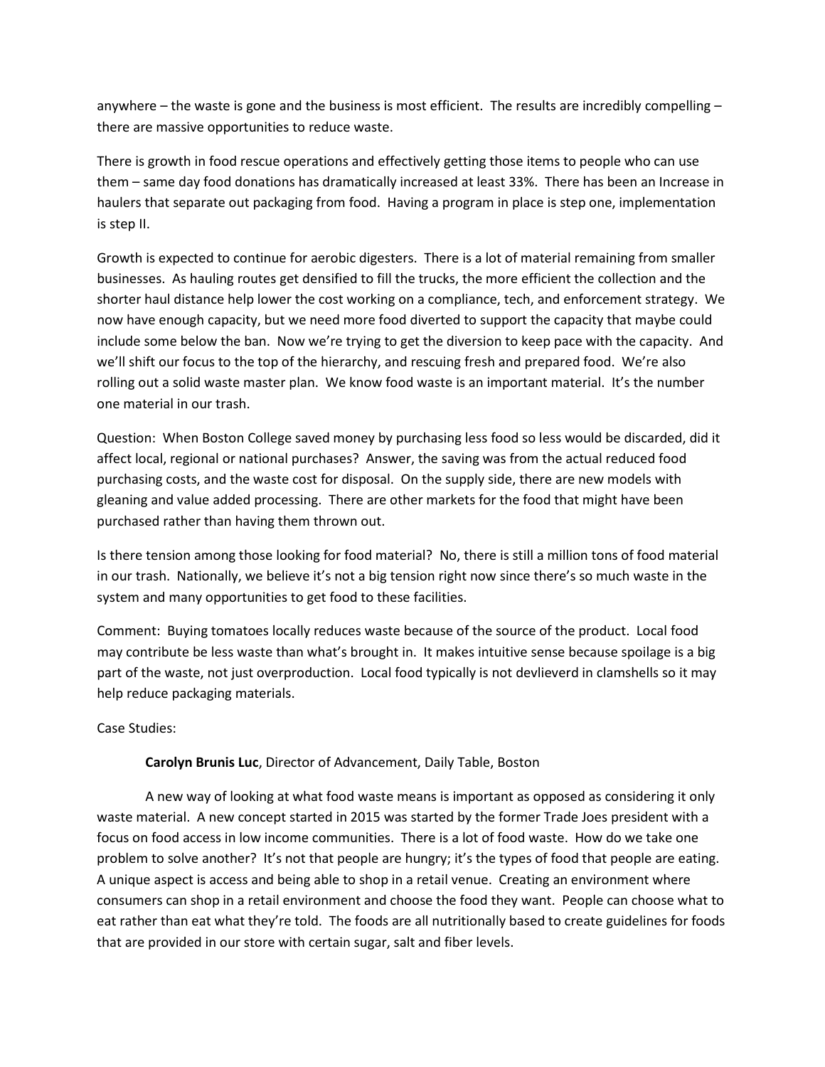anywhere – the waste is gone and the business is most efficient. The results are incredibly compelling – there are massive opportunities to reduce waste.

There is growth in food rescue operations and effectively getting those items to people who can use them – same day food donations has dramatically increased at least 33%. There has been an Increase in haulers that separate out packaging from food. Having a program in place is step one, implementation is step II.

Growth is expected to continue for aerobic digesters. There is a lot of material remaining from smaller businesses. As hauling routes get densified to fill the trucks, the more efficient the collection and the shorter haul distance help lower the cost working on a compliance, tech, and enforcement strategy. We now have enough capacity, but we need more food diverted to support the capacity that maybe could include some below the ban. Now we're trying to get the diversion to keep pace with the capacity. And we'll shift our focus to the top of the hierarchy, and rescuing fresh and prepared food. We're also rolling out a solid waste master plan. We know food waste is an important material. It's the number one material in our trash.

Question: When Boston College saved money by purchasing less food so less would be discarded, did it affect local, regional or national purchases? Answer, the saving was from the actual reduced food purchasing costs, and the waste cost for disposal. On the supply side, there are new models with gleaning and value added processing. There are other markets for the food that might have been purchased rather than having them thrown out.

Is there tension among those looking for food material? No, there is still a million tons of food material in our trash. Nationally, we believe it's not a big tension right now since there's so much waste in the system and many opportunities to get food to these facilities.

Comment: Buying tomatoes locally reduces waste because of the source of the product. Local food may contribute be less waste than what's brought in. It makes intuitive sense because spoilage is a big part of the waste, not just overproduction. Local food typically is not devlieverd in clamshells so it may help reduce packaging materials.

Case Studies:

**Carolyn Brunis Luc**, Director of Advancement, Daily Table, Boston

A new way of looking at what food waste means is important as opposed as considering it only waste material. A new concept started in 2015 was started by the former Trade Joes president with a focus on food access in low income communities. There is a lot of food waste. How do we take one problem to solve another? It's not that people are hungry; it's the types of food that people are eating. A unique aspect is access and being able to shop in a retail venue. Creating an environment where consumers can shop in a retail environment and choose the food they want. People can choose what to eat rather than eat what they're told. The foods are all nutritionally based to create guidelines for foods that are provided in our store with certain sugar, salt and fiber levels.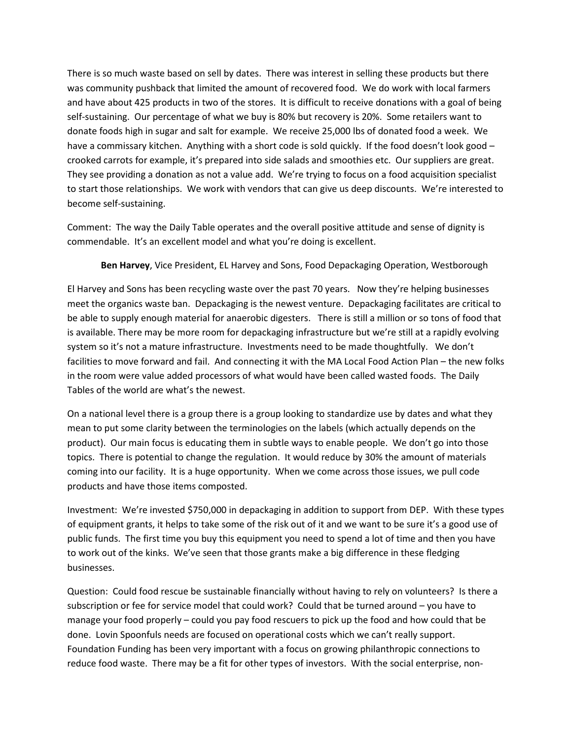There is so much waste based on sell by dates. There was interest in selling these products but there was community pushback that limited the amount of recovered food. We do work with local farmers and have about 425 products in two of the stores. It is difficult to receive donations with a goal of being self-sustaining. Our percentage of what we buy is 80% but recovery is 20%. Some retailers want to donate foods high in sugar and salt for example. We receive 25,000 lbs of donated food a week. We have a commissary kitchen. Anything with a short code is sold quickly. If the food doesn't look good – crooked carrots for example, it's prepared into side salads and smoothies etc. Our suppliers are great. They see providing a donation as not a value add. We're trying to focus on a food acquisition specialist to start those relationships. We work with vendors that can give us deep discounts. We're interested to become self-sustaining.

Comment: The way the Daily Table operates and the overall positive attitude and sense of dignity is commendable. It's an excellent model and what you're doing is excellent.

**Ben Harvey**, Vice President, EL Harvey and Sons, Food Depackaging Operation, Westborough

El Harvey and Sons has been recycling waste over the past 70 years. Now they're helping businesses meet the organics waste ban. Depackaging is the newest venture. Depackaging facilitates are critical to be able to supply enough material for anaerobic digesters. There is still a million or so tons of food that is available. There may be more room for depackaging infrastructure but we're still at a rapidly evolving system so it's not a mature infrastructure. Investments need to be made thoughtfully. We don't facilities to move forward and fail. And connecting it with the MA Local Food Action Plan – the new folks in the room were value added processors of what would have been called wasted foods. The Daily Tables of the world are what's the newest.

On a national level there is a group there is a group looking to standardize use by dates and what they mean to put some clarity between the terminologies on the labels (which actually depends on the product). Our main focus is educating them in subtle ways to enable people. We don't go into those topics. There is potential to change the regulation. It would reduce by 30% the amount of materials coming into our facility. It is a huge opportunity. When we come across those issues, we pull code products and have those items composted.

Investment: We're invested $750,000 in depackaging in addition to support from DEP. With these types of equipment grants, it helps to take some of the risk out of it and we want to be sure it's a good use of public funds. The first time you buy this equipment you need to spend a lot of time and then you have to work out of the kinks. We've seen that those grants make a big difference in these fledging businesses.

Question: Could food rescue be sustainable financially without having to rely on volunteers? Is there a subscription or fee for service model that could work? Could that be turned around – you have to manage your food properly – could you pay food rescuers to pick up the food and how could that be done. Lovin Spoonfuls needs are focused on operational costs which we can't really support. Foundation Funding has been very important with a focus on growing philanthropic connections to reduce food waste. There may be a fit for other types of investors. With the social enterprise, non-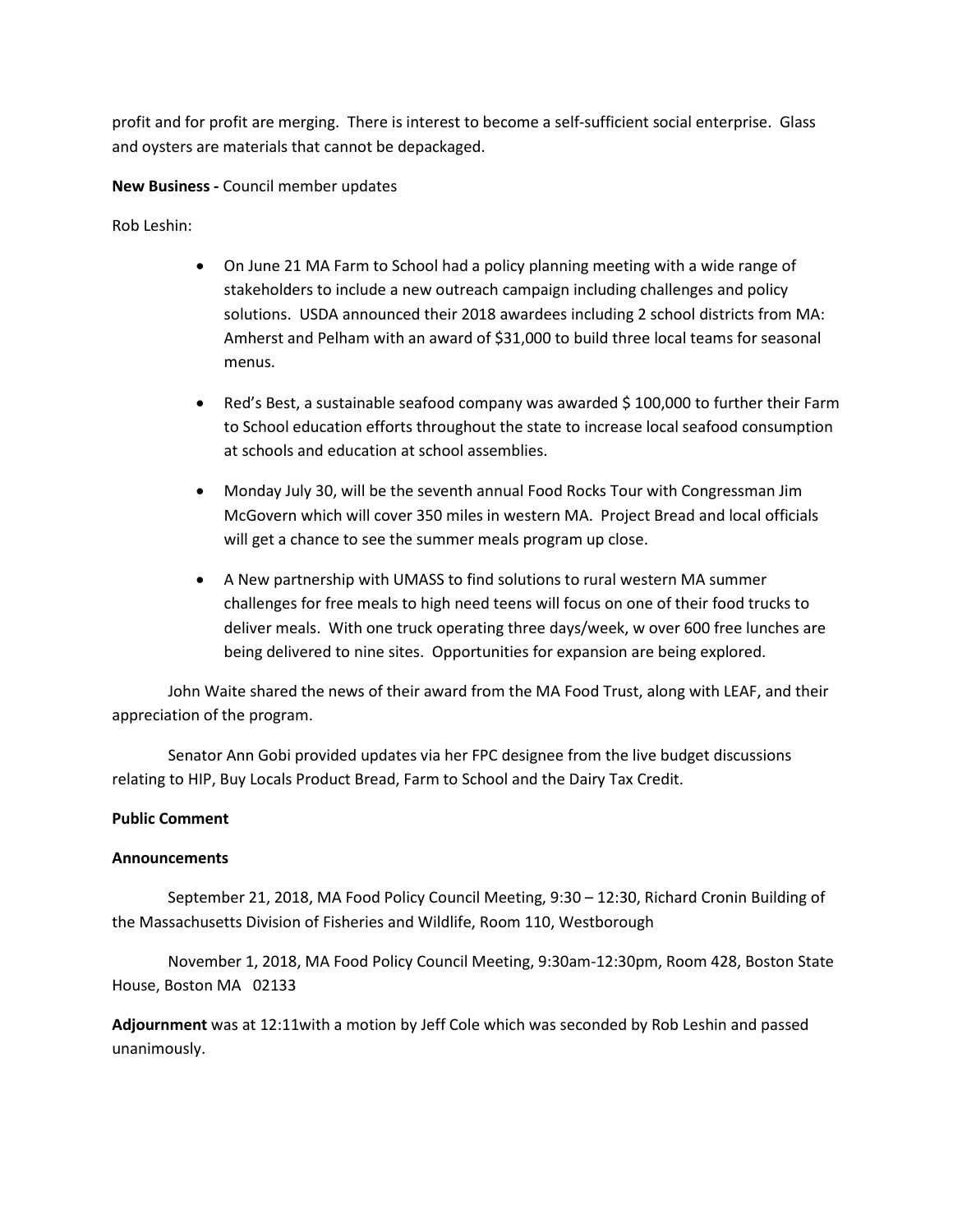profit and for profit are merging. There is interest to become a self-sufficient social enterprise. Glass and oysters are materials that cannot be depackaged.

**New Business -** Council member updates

Rob Leshin:

- On June 21 MA Farm to School had a policy planning meeting with a wide range of stakeholders to include a new outreach campaign including challenges and policy solutions. USDA announced their 2018 awardees including 2 school districts from MA: Amherst and Pelham with an award of $31,000 to build three local teams for seasonal menus.

- Red's Best, a sustainable seafood company was awarded $ 100,000 to further their Farm to School education efforts throughout the state to increase local seafood consumption at schools and education at school assemblies.

- Monday July 30, will be the seventh annual Food Rocks Tour with Congressman Jim McGovern which will cover 350 miles in western MA. Project Bread and local officials will get a chance to see the summer meals program up close.

- A New partnership with UMASS to find solutions to rural western MA summer challenges for free meals to high need teens will focus on one of their food trucks to deliver meals. With one truck operating three days/week, w over 600 free lunches are being delivered to nine sites. Opportunities for expansion are being explored.

John Waite shared the news of their award from the MA Food Trust, along with LEAF, and their appreciation of the program.

Senator Ann Gobi provided updates via her FPC designee from the live budget discussions relating to HIP, Buy Locals Product Bread, Farm to School and the Dairy Tax Credit.

**Public Comment**

**Announcements**

September 21, 2018, MA Food Policy Council Meeting, 9:30 – 12:30, Richard Cronin Building of the Massachusetts Division of Fisheries and Wildlife, Room 110, Westborough

November 1, 2018, MA Food Policy Council Meeting, 9:30am-12:30pm, Room 428, Boston State House, Boston MA 02133

**Adjournment** was at 12:11with a motion by Jeff Cole which was seconded by Rob Leshin and passed unanimously.